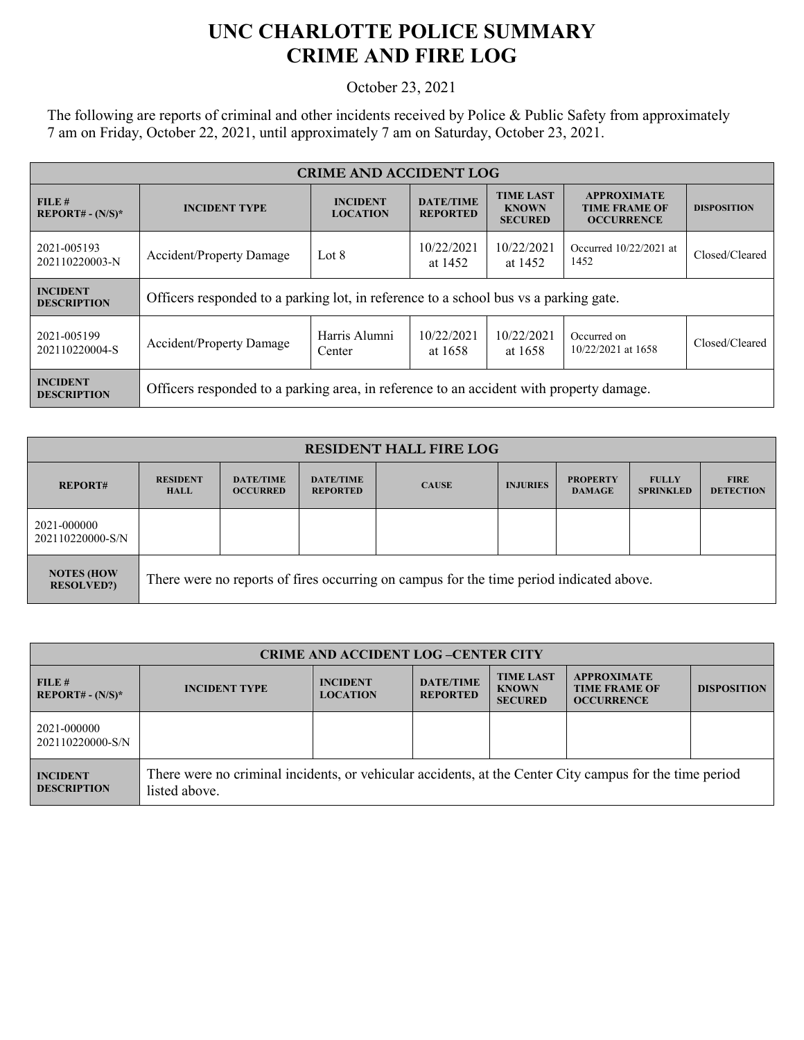# UNC CHARLOTTE POLICE SUMMARY
# CRIME AND FIRE LOG

October 23, 2021

The following are reports of criminal and other incidents received by Police & Public Safety from approximately 7 am on Friday, October 22, 2021, until approximately 7 am on Saturday, October 23, 2021.

| CRIME AND ACCIDENT LOG | | | | | | |
|---|---|---|---|---|---|---|
| **FILE # REPORT# - (N/S)*** | **INCIDENT TYPE** | **INCIDENT LOCATION** | **DATE/TIME REPORTED** | **TIME LAST KNOWN SECURED** | **APPROXIMATE TIME FRAME OF OCCURRENCE** | **DISPOSITION** |
| 2021-005193 202110220003-N | Accident/Property Damage | Lot 8 | 10/22/2021 at 1452 | 10/22/2021 at 1452 | Occurred 10/22/2021 at 1452 | Closed/Cleared |
| **INCIDENT DESCRIPTION** | Officers responded to a parking lot, in reference to a school bus vs a parking gate. | | | | | |
| 2021-005199 202110220004-S | Accident/Property Damage | Harris Alumni Center | 10/22/2021 at 1658 | 10/22/2021 at 1658 | Occurred on 10/22/2021 at 1658 | Closed/Cleared |
| **INCIDENT DESCRIPTION** | Officers responded to a parking area, in reference to an accident with property damage. | | | | | |

| RESIDENT HALL FIRE LOG | | | | | | | | |
|---|---|---|---|---|---|---|---|---|
| **REPORT#** | **RESIDENT HALL** | **DATE/TIME OCCURRED** | **DATE/TIME REPORTED** | **CAUSE** | **INJURIES** | **PROPERTY DAMAGE** | **FULLY SPRINKLED** | **FIRE DETECTION** |
| 2021-000000 202110220000-S/N | | | | | | | | |
| **NOTES (HOW RESOLVED?)** | There were no reports of fires occurring on campus for the time period indicated above. | | | | | | | |

| CRIME AND ACCIDENT LOG –CENTER CITY | | | | | | |
|---|---|---|---|---|---|---|
| **FILE # REPORT# - (N/S)*** | **INCIDENT TYPE** | **INCIDENT LOCATION** | **DATE/TIME REPORTED** | **TIME LAST KNOWN SECURED** | **APPROXIMATE TIME FRAME OF OCCURRENCE** | **DISPOSITION** |
| 2021-000000 202110220000-S/N | | | | | | |
| **INCIDENT DESCRIPTION** | There were no criminal incidents, or vehicular accidents, at the Center City campus for the time period listed above. | | | | | |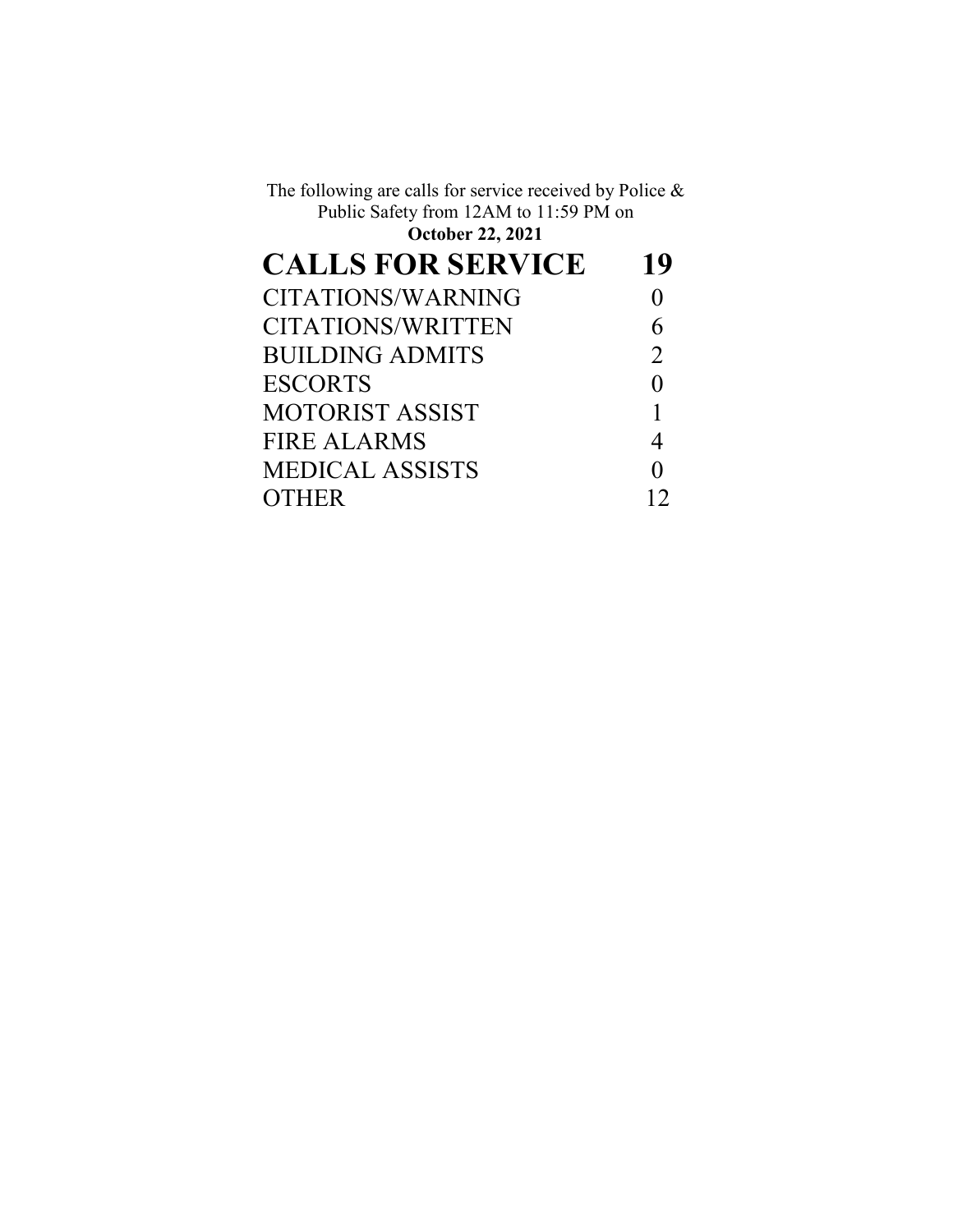The following are calls for service received by Police & Public Safety from 12AM to 11:59 PM on

**October 22, 2021**

| | |
|---|---|
| **CALLS FOR SERVICE** | **19** |
| CITATIONS/WARNING | 0 |
| CITATIONS/WRITTEN | 6 |
| BUILDING ADMITS | 2 |
| ESCORTS | 0 |
| MOTORIST ASSIST | 1 |
| FIRE ALARMS | 4 |
| MEDICAL ASSISTS | 0 |
| OTHER | 12 |